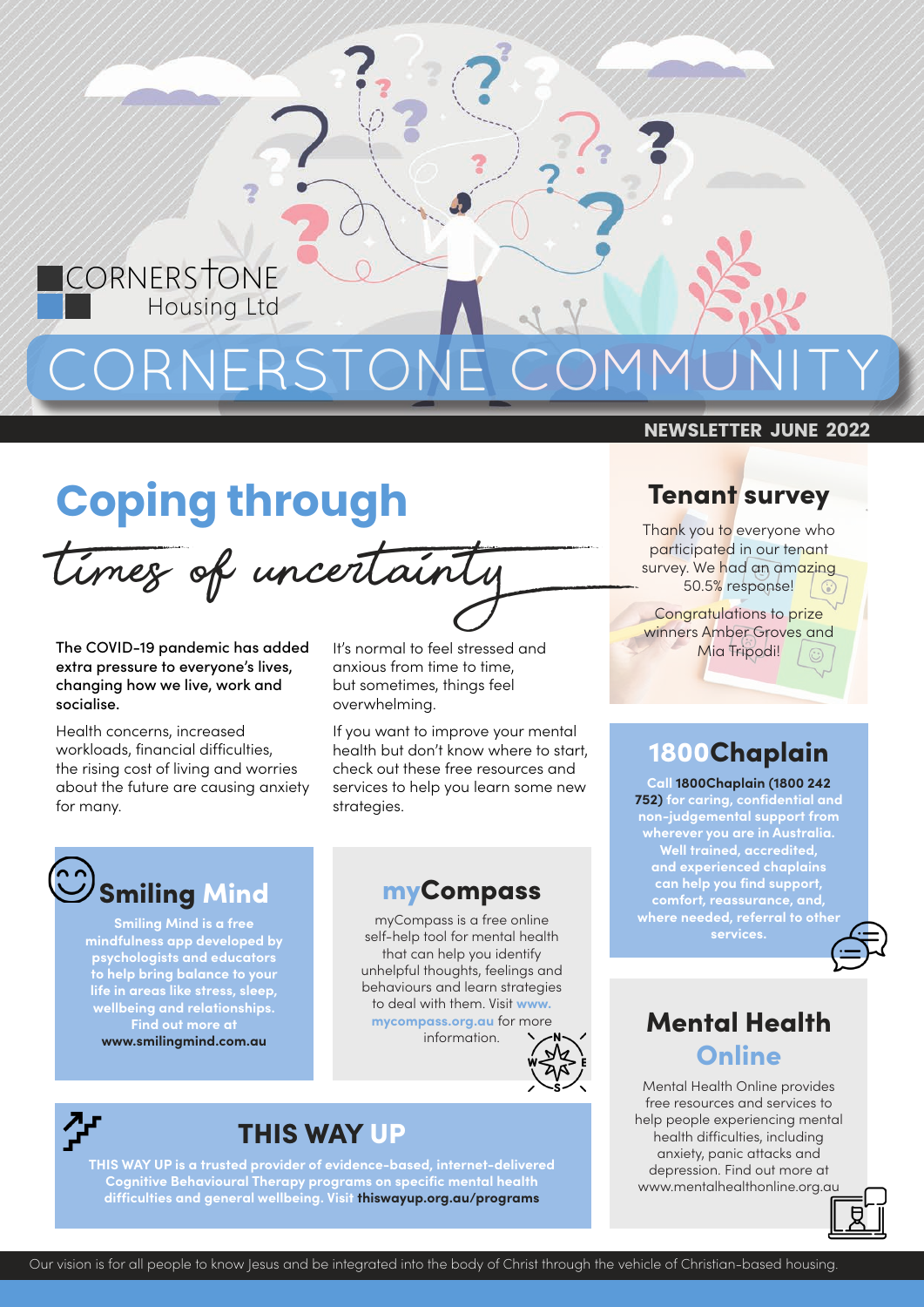CORNERSTONE Housing Ltd

# CORNERSTONE COMMUNITY

**NEWSLETTER JUNE 2022**

## Coping through *times of uncertainty*

**The COVID-19 pandemic has added extra pressure to everyone's lives, changing how we live, work and socialise.**

Health concerns, increased workloads, financial difficulties, the rising cost of living and worries about the future are causing anxiety for many.

It's normal to feel stressed and anxious from time to time, but sometimes, things feel overwhelming.

If you want to improve your mental health but don't know where to start, check out these free resources and services to help you learn some new strategies.

### Smiling Mind

**Smiling Mind is a free mindfulness app developed by psychologists and educators to help bring balance to your life in areas like stress, sleep, wellbeing and relationships. Find out more at www.smilingmind.com.au**

### myCompass

myCompass is a free online self-help tool for mental health that can help you identify unhelpful thoughts, feelings and behaviours and learn strategies to deal with them. Visit www.mycompass.org.au for more information.

### THIS WAY UP

**THIS WAY UP is a trusted provider of evidence-based, internet-delivered Cognitive Behavioural Therapy programs on specific mental health difficulties and general wellbeing. Visit thiswayup.org.au/programs**

## Tenant survey

Thank you to everyone who participated in our tenant survey. We had an amazing 50.5% response!

Congratulations to prize winners Amber Groves and Mia Tripodi!

## 1800Chaplain

**Call 1800Chaplain (1800 242 752) for caring, confidential and non-judgemental support from wherever you are in Australia. Well trained, accredited, and experienced chaplains can help you find support, comfort, reassurance, and, where needed, referral to other services.**

## Mental Health Online

Mental Health Online provides free resources and services to help people experiencing mental health difficulties, including anxiety, panic attacks and depression. Find out more at www.mentalhealthonline.org.au

Our vision is for all people to know Jesus and be integrated into the body of Christ through the vehicle of Christian-based housing.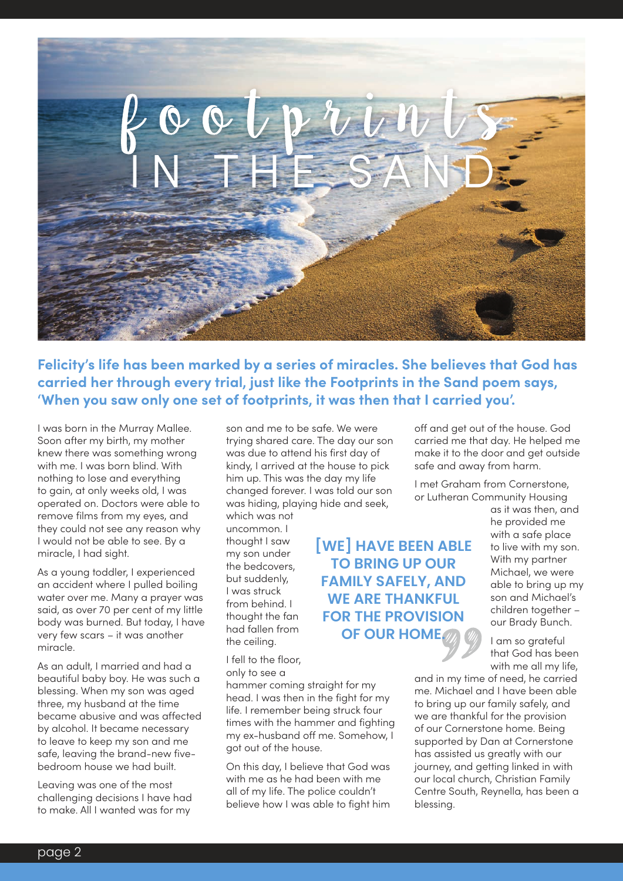# Footprints IN THE SAND

**Felicity's life has been marked by a series of miracles. She believes that God has carried her through every trial, just like the Footprints in the Sand poem says, 'When you saw only one set of footprints, it was then that I carried you'.**

I was born in the Murray Mallee. Soon after my birth, my mother knew there was something wrong with me. I was born blind. With nothing to lose and everything to gain, at only weeks old, I was operated on. Doctors were able to remove films from my eyes, and they could not see any reason why I would not be able to see. By a miracle, I had sight.

As a young toddler, I experienced an accident where I pulled boiling water over me. Many a prayer was said, as over 70 per cent of my little body was burned. But today, I have very few scars – it was another miracle.

As an adult, I married and had a beautiful baby boy. He was such a blessing. When my son was aged three, my husband at the time became abusive and was affected by alcohol. It became necessary to leave to keep my son and me safe, leaving the brand-new five-bedroom house we had built.

Leaving was one of the most challenging decisions I have had to make. All I wanted was for my son and me to be safe. We were trying shared care. The day our son was due to attend his first day of kindy, I arrived at the house to pick him up. This was the day my life changed forever. I was told our son was hiding, playing hide and seek, which was not uncommon. I thought I saw my son under the bedcovers, but suddenly, I was struck from behind. I thought the fan had fallen from the ceiling.

I fell to the floor, only to see a hammer coming straight for my head. I was then in the fight for my life. I remember being struck four times with the hammer and fighting my ex-husband off me. Somehow, I got out of the house.

On this day, I believe that God was with me as he had been with me all of my life. The police couldn't believe how I was able to fight him off and get out of the house. God carried me that day. He helped me make it to the door and get outside safe and away from harm.

I met Graham from Cornerstone, or Lutheran Community Housing as it was then, and he provided me with a safe place to live with my son. With my partner Michael, we were able to bring up my son and Michael's children together – our Brady Bunch.

> **[WE] HAVE BEEN ABLE TO BRING UP OUR FAMILY SAFELY, AND WE ARE THANKFUL FOR THE PROVISION OF OUR HOME.**

I am so grateful that God has been with me all my life, and in my time of need, he carried me. Michael and I have been able to bring up our family safely, and we are thankful for the provision of our Cornerstone home. Being supported by Dan at Cornerstone has assisted us greatly with our journey, and getting linked in with our local church, Christian Family Centre South, Reynella, has been a blessing.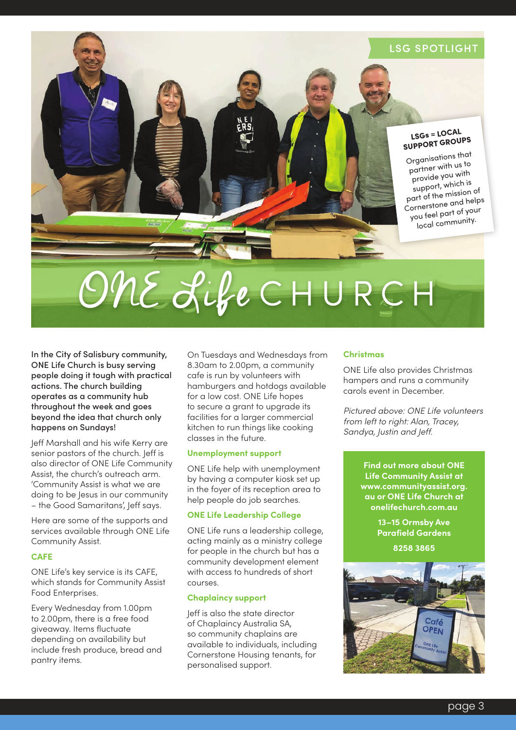LSG SPOTLIGHT

**LSGs = LOCAL SUPPORT GROUPS**

Organisations that partner with us to provide you with support, which is part of the mission of Cornerstone and helps you feel part of your local community.

# ONE Life CHURCH

**In the City of Salisbury community, ONE Life Church is busy serving people doing it tough with practical actions. The church building operates as a community hub throughout the week and goes beyond the idea that church only happens on Sundays!**

Jeff Marshall and his wife Kerry are senior pastors of the church. Jeff is also director of ONE Life Community Assist, the church's outreach arm. 'Community Assist is what we are doing to be Jesus in our community – the Good Samaritans', Jeff says.

Here are some of the supports and services available through ONE Life Community Assist.

### CAFE

ONE Life's key service is its CAFE, which stands for Community Assist Food Enterprises.

Every Wednesday from 1.00pm to 2.00pm, there is a free food giveaway. Items fluctuate depending on availability but include fresh produce, bread and pantry items.

On Tuesdays and Wednesdays from 8.30am to 2.00pm, a community cafe is run by volunteers with hamburgers and hotdogs available for a low cost. ONE Life hopes to secure a grant to upgrade its facilities for a larger commercial kitchen to run things like cooking classes in the future.

### Unemployment support

ONE Life help with unemployment by having a computer kiosk set up in the foyer of its reception area to help people do job searches.

### ONE Life Leadership College

ONE Life runs a leadership college, acting mainly as a ministry college for people in the church but has a community development element with access to hundreds of short courses.

### Chaplaincy support

Jeff is also the state director of Chaplaincy Australia SA, so community chaplains are available to individuals, including Cornerstone Housing tenants, for personalised support.

### Christmas

ONE Life also provides Christmas hampers and runs a community carols event in December.

*Pictured above: ONE Life volunteers from left to right: Alan, Tracey, Sandya, Justin and Jeff.*

**Find out more about ONE Life Community Assist at www.communityassist.org.au or ONE Life Church at onelifechurch.com.au**

**13–15 Ormsby Ave Parafield Gardens**

**8258 3865**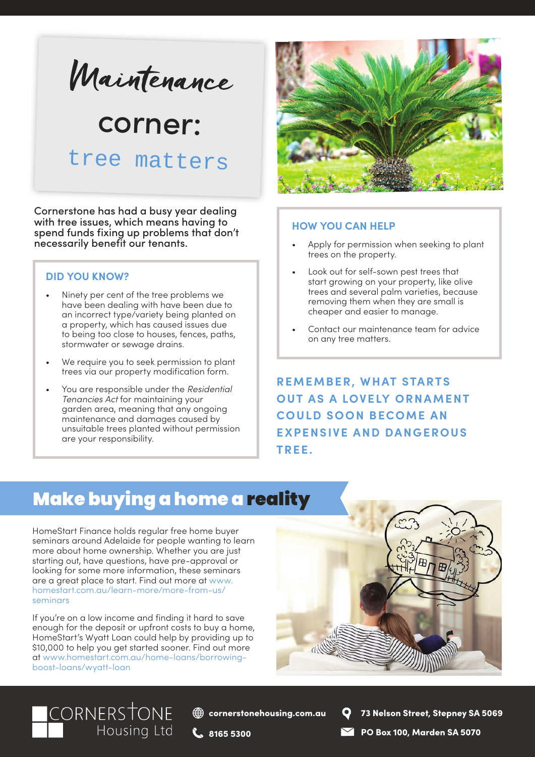# Maintenance corner: tree matters

**Cornerstone has had a busy year dealing with tree issues, which means having to spend funds fixing up problems that don't necessarily benefit our tenants.**

### DID YOU KNOW?

- Ninety per cent of the tree problems we have been dealing with have been due to an incorrect type/variety being planted on a property, which has caused issues due to being too close to houses, fences, paths, stormwater or sewage drains.
- We require you to seek permission to plant trees via our property modification form.
- You are responsible under the *Residential Tenancies Act* for maintaining your garden area, meaning that any ongoing maintenance and damages caused by unsuitable trees planted without permission are your responsibility.

### HOW YOU CAN HELP

- Apply for permission when seeking to plant trees on the property.
- Look out for self-sown pest trees that start growing on your property, like olive trees and several palm varieties, because removing them when they are small is cheaper and easier to manage.
- Contact our maintenance team for advice on any tree matters.

**REMEMBER, WHAT STARTS OUT AS A LOVELY ORNAMENT COULD SOON BECOME AN EXPENSIVE AND DANGEROUS TREE.**

## Make buying a home a reality

HomeStart Finance holds regular free home buyer seminars around Adelaide for people wanting to learn more about home ownership. Whether you are just starting out, have questions, have pre-approval or looking for some more information, these seminars are a great place to start. Find out more at www.homestart.com.au/learn-more/more-from-us/seminars

If you're on a low income and finding it hard to save enough for the deposit or upfront costs to buy a home, HomeStart's Wyatt Loan could help by providing up to $10,000 to help you get started sooner. Find out more at www.homestart.com.au/home-loans/borrowing-boost-loans/wyatt-loan

CORNERSTONE Housing Ltd

cornerstonehousing.com.au

8165 5300

73 Nelson Street, Stepney SA 5069

PO Box 100, Marden SA 5070